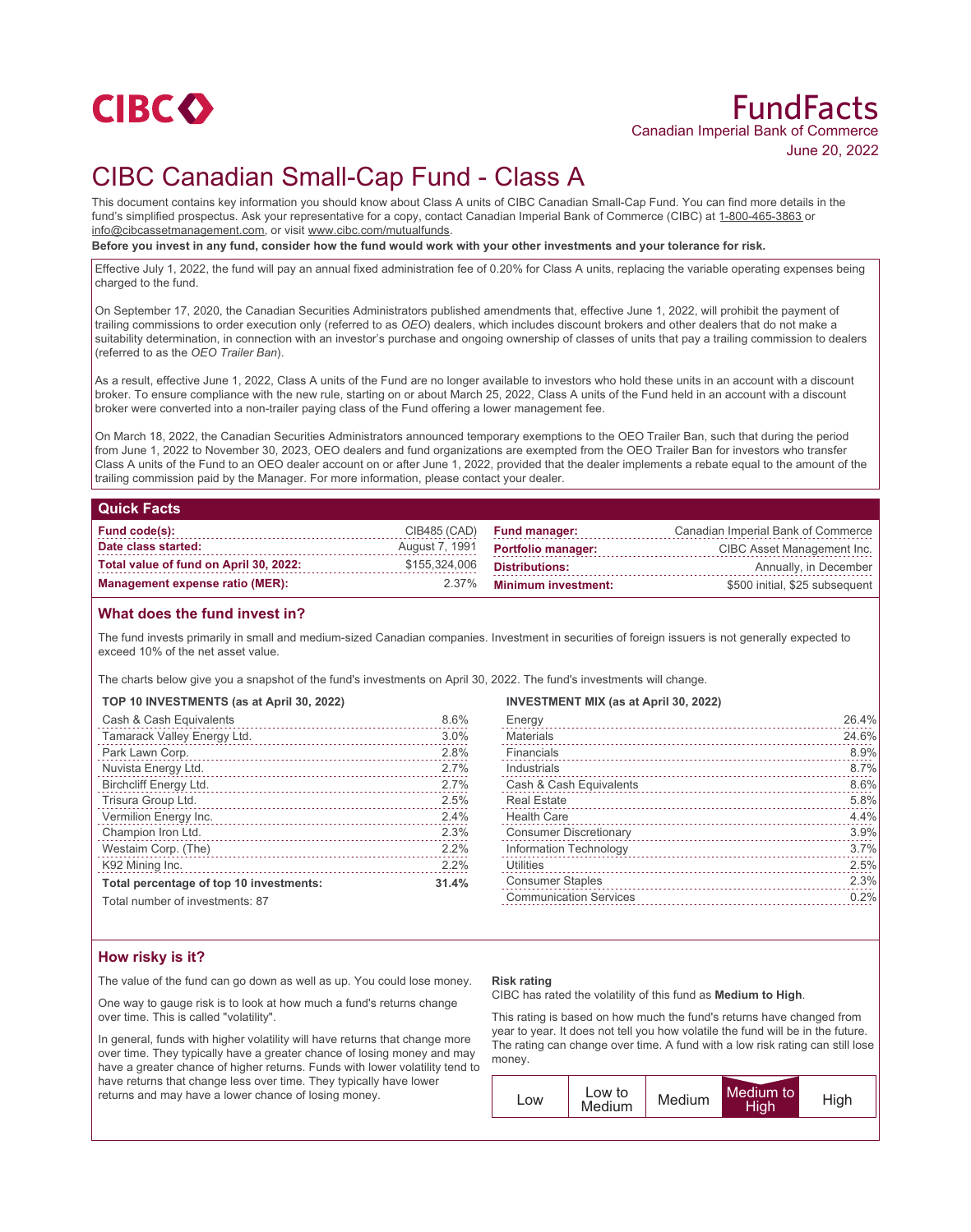# FundFacts

Canadian Imperial Bank of Commerce

June 20, 2022

# CIBC Canadian Small-Cap Fund - Class A

This document contains key information you should know about Class A units of CIBC Canadian Small-Cap Fund. You can find more details in the fund's simplified prospectus. Ask your representative for a copy, contact Canadian Imperial Bank of Commerce (CIBC) at 1-800-465-3863 or info@cibcassetmanagement.com, or visit www.cibc.com/mutualfunds.

**Before you invest in any fund, consider how the fund would work with your other investments and your tolerance for risk.**

Effective July 1, 2022, the fund will pay an annual fixed administration fee of 0.20% for Class A units, replacing the variable operating expenses being charged to the fund.

On September 17, 2020, the Canadian Securities Administrators published amendments that, effective June 1, 2022, will prohibit the payment of trailing commissions to order execution only (referred to as *OEO*) dealers, which includes discount brokers and other dealers that do not make a suitability determination, in connection with an investor's purchase and ongoing ownership of classes of units that pay a trailing commission to dealers (referred to as the *OEO Trailer Ban*).

As a result, effective June 1, 2022, Class A units of the Fund are no longer available to investors who hold these units in an account with a discount broker. To ensure compliance with the new rule, starting on or about March 25, 2022, Class A units of the Fund held in an account with a discount broker were converted into a non-trailer paying class of the Fund offering a lower management fee.

On March 18, 2022, the Canadian Securities Administrators announced temporary exemptions to the OEO Trailer Ban, such that during the period from June 1, 2022 to November 30, 2023, OEO dealers and fund organizations are exempted from the OEO Trailer Ban for investors who transfer Class A units of the Fund to an OEO dealer account on or after June 1, 2022, provided that the dealer implements a rebate equal to the amount of the trailing commission paid by the Manager. For more information, please contact your dealer.

## Quick Facts

| | | | |
|---|---|---|---|
| **Fund code(s):** | CIB485 (CAD) | **Fund manager:** | Canadian Imperial Bank of Commerce |
| **Date class started:** | August 7, 1991 | **Portfolio manager:** | CIBC Asset Management Inc. |
| **Total value of fund on April 30, 2022:** | $155,324,006 | **Distributions:** | Annually, in December |
| **Management expense ratio (MER):** | 2.37% | **Minimum investment:** | $500 initial, $25 subsequent |

## What does the fund invest in?

The fund invests primarily in small and medium-sized Canadian companies. Investment in securities of foreign issuers is not generally expected to exceed 10% of the net asset value.

The charts below give you a snapshot of the fund's investments on April 30, 2022. The fund's investments will change.

**TOP 10 INVESTMENTS (as at April 30, 2022)**

| | |
|---|---|
| Cash & Cash Equivalents | 8.6% |
| Tamarack Valley Energy Ltd. | 3.0% |
| Park Lawn Corp. | 2.8% |
| Nuvista Energy Ltd. | 2.7% |
| Birchcliff Energy Ltd. | 2.7% |
| Trisura Group Ltd. | 2.5% |
| Vermilion Energy Inc. | 2.4% |
| Champion Iron Ltd. | 2.3% |
| Westaim Corp. (The) | 2.2% |
| K92 Mining Inc. | 2.2% |
| **Total percentage of top 10 investments:** | **31.4%** |

Total number of investments: 87

**INVESTMENT MIX (as at April 30, 2022)**

| | |
|---|---|
| Energy | 26.4% |
| Materials | 24.6% |
| Financials | 8.9% |
| Industrials | 8.7% |
| Cash & Cash Equivalents | 8.6% |
| Real Estate | 5.8% |
| Health Care | 4.4% |
| Consumer Discretionary | 3.9% |
| Information Technology | 3.7% |
| Utilities | 2.5% |
| Consumer Staples | 2.3% |
| Communication Services | 0.2% |

## How risky is it?

The value of the fund can go down as well as up. You could lose money.

One way to gauge risk is to look at how much a fund's returns change over time. This is called "volatility".

In general, funds with higher volatility will have returns that change more over time. They typically have a greater chance of losing money and may have a greater chance of higher returns. Funds with lower volatility tend to have returns that change less over time. They typically have lower returns and may have a lower chance of losing money.

**Risk rating**

CIBC has rated the volatility of this fund as **Medium to High**.

This rating is based on how much the fund's returns have changed from year to year. It does not tell you how volatile the fund will be in the future. The rating can change over time. A fund with a low risk rating can still lose money.

| Low | Low to Medium | Medium | **Medium to High** | High |
|---|---|---|---|---|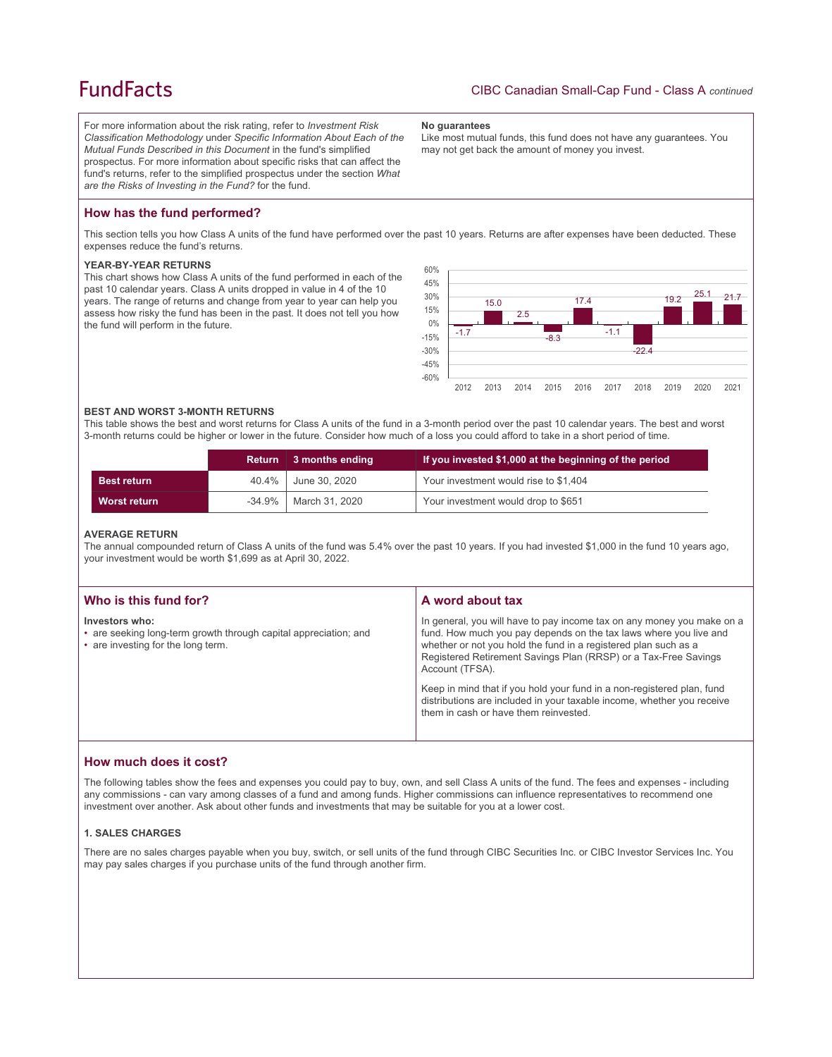For more information about the risk rating, refer to *Investment Risk Classification Methodology* under *Specific Information About Each of the Mutual Funds Described in this Document* in the fund's simplified prospectus. For more information about specific risks that can affect the fund's returns, refer to the simplified prospectus under the section *What are the Risks of Investing in the Fund?* for the fund.

**No guarantees**
Like most mutual funds, this fund does not have any guarantees. You may not get back the amount of money you invest.

## How has the fund performed?

This section tells you how Class A units of the fund have performed over the past 10 years. Returns are after expenses have been deducted. These expenses reduce the fund's returns.

### YEAR-BY-YEAR RETURNS

This chart shows how Class A units of the fund performed in each of the past 10 calendar years. Class A units dropped in value in 4 of the 10 years. The range of returns and change from year to year can help you assess how risky the fund has been in the past. It does not tell you how the fund will perform in the future.

| Year | 2012 | 2013 | 2014 | 2015 | 2016 | 2017 | 2018 | 2019 | 2020 | 2021 |
|---|---|---|---|---|---|---|---|---|---|---|
| Return (%) | -1.7 | 15.0 | 2.5 | -8.3 | 17.4 | -1.1 | -22.4 | 19.2 | 25.1 | 21.7 |

### BEST AND WORST 3-MONTH RETURNS

This table shows the best and worst returns for Class A units of the fund in a 3-month period over the past 10 calendar years. The best and worst 3-month returns could be higher or lower in the future. Consider how much of a loss you could afford to take in a short period of time.

| | Return | 3 months ending | If you invested $1,000 at the beginning of the period |
|---|---|---|---|
| **Best return** | 40.4% | June 30, 2020 | Your investment would rise to $1,404 |
| **Worst return** | -34.9% | March 31, 2020 | Your investment would drop to $651 |

### AVERAGE RETURN

The annual compounded return of Class A units of the fund was 5.4% over the past 10 years. If you had invested $1,000 in the fund 10 years ago, your investment would be worth $1,699 as at April 30, 2022.

## Who is this fund for?

**Investors who:**

- are seeking long-term growth through capital appreciation; and
- are investing for the long term.

## A word about tax

In general, you will have to pay income tax on any money you make on a fund. How much you pay depends on the tax laws where you live and whether or not you hold the fund in a registered plan such as a Registered Retirement Savings Plan (RRSP) or a Tax-Free Savings Account (TFSA).

Keep in mind that if you hold your fund in a non-registered plan, fund distributions are included in your taxable income, whether you receive them in cash or have them reinvested.

## How much does it cost?

The following tables show the fees and expenses you could pay to buy, own, and sell Class A units of the fund. The fees and expenses - including any commissions - can vary among classes of a fund and among funds. Higher commissions can influence representatives to recommend one investment over another. Ask about other funds and investments that may be suitable for you at a lower cost.

### 1. SALES CHARGES

There are no sales charges payable when you buy, switch, or sell units of the fund through CIBC Securities Inc. or CIBC Investor Services Inc. You may pay sales charges if you purchase units of the fund through another firm.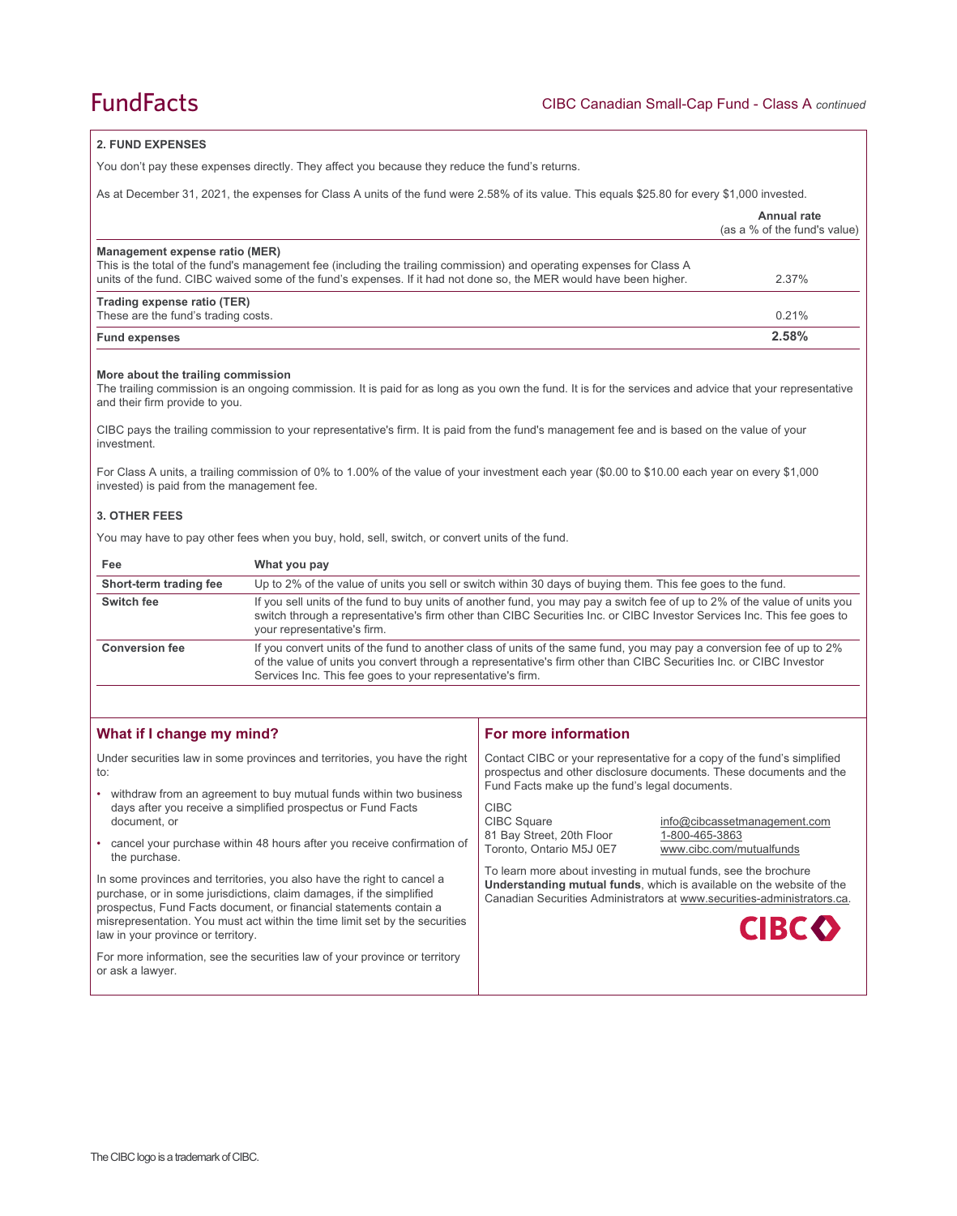## 2. FUND EXPENSES

You don't pay these expenses directly. They affect you because they reduce the fund's returns.

As at December 31, 2021, the expenses for Class A units of the fund were 2.58% of its value. This equals $25.80 for every $1,000 invested.

| | **Annual rate** (as a % of the fund's value) |
|---|---|
| **Management expense ratio (MER)** This is the total of the fund's management fee (including the trailing commission) and operating expenses for Class A units of the fund. CIBC waived some of the fund's expenses. If it had not done so, the MER would have been higher. | 2.37% |
| **Trading expense ratio (TER)** These are the fund's trading costs. | 0.21% |
| **Fund expenses** | **2.58%** |

**More about the trailing commission**

The trailing commission is an ongoing commission. It is paid for as long as you own the fund. It is for the services and advice that your representative and their firm provide to you.

CIBC pays the trailing commission to your representative's firm. It is paid from the fund's management fee and is based on the value of your investment.

For Class A units, a trailing commission of 0% to 1.00% of the value of your investment each year ($0.00 to $10.00 each year on every $1,000 invested) is paid from the management fee.

## 3. OTHER FEES

You may have to pay other fees when you buy, hold, sell, switch, or convert units of the fund.

| Fee | What you pay |
|---|---|
| **Short-term trading fee** | Up to 2% of the value of units you sell or switch within 30 days of buying them. This fee goes to the fund. |
| **Switch fee** | If you sell units of the fund to buy units of another fund, you may pay a switch fee of up to 2% of the value of units you switch through a representative's firm other than CIBC Securities Inc. or CIBC Investor Services Inc. This fee goes to your representative's firm. |
| **Conversion fee** | If you convert units of the fund to another class of units of the same fund, you may pay a conversion fee of up to 2% of the value of units you convert through a representative's firm other than CIBC Securities Inc. or CIBC Investor Services Inc. This fee goes to your representative's firm. |

## What if I change my mind?

Under securities law in some provinces and territories, you have the right to:

- withdraw from an agreement to buy mutual funds within two business days after you receive a simplified prospectus or Fund Facts document, or
- cancel your purchase within 48 hours after you receive confirmation of the purchase.

In some provinces and territories, you also have the right to cancel a purchase, or in some jurisdictions, claim damages, if the simplified prospectus, Fund Facts document, or financial statements contain a misrepresentation. You must act within the time limit set by the securities law in your province or territory.

For more information, see the securities law of your province or territory or ask a lawyer.

## For more information

Contact CIBC or your representative for a copy of the fund's simplified prospectus and other disclosure documents. These documents and the Fund Facts make up the fund's legal documents.

CIBC
CIBC Square
81 Bay Street, 20th Floor
Toronto, Ontario M5J 0E7

info@cibcassetmanagement.com
1-800-465-3863
www.cibc.com/mutualfunds

To learn more about investing in mutual funds, see the brochure **Understanding mutual funds**, which is available on the website of the Canadian Securities Administrators at www.securities-administrators.ca.

CIBC

The CIBC logo is a trademark of CIBC.